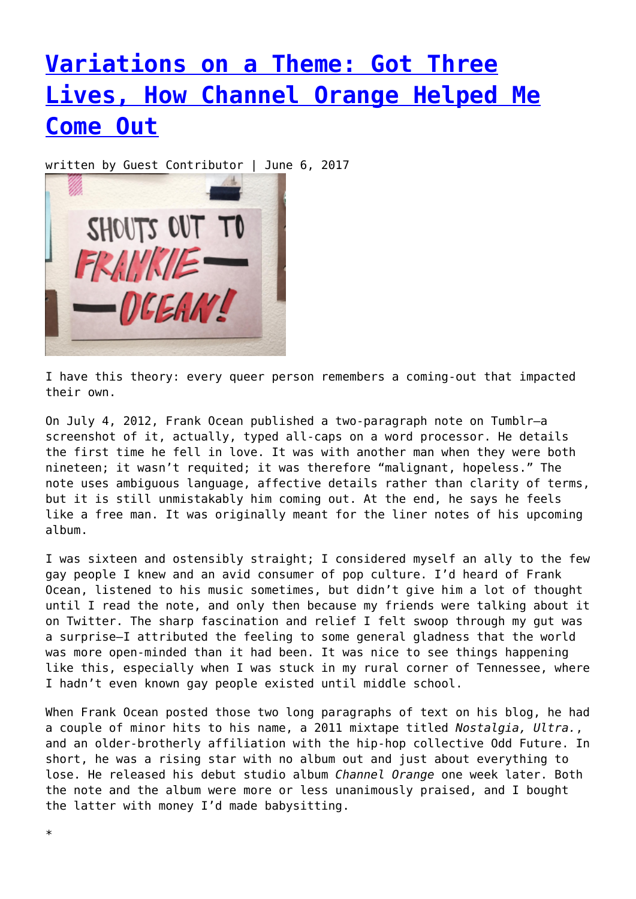# [Variations on a Theme: Got Three Lives, How Channel Orange Helped Me Come Out]()

written by Guest Contributor | June 6, 2017

I have this theory: every queer person remembers a coming-out that impacted their own.

On July 4, 2012, Frank Ocean published a two-paragraph note on Tumblr—a screenshot of it, actually, typed all-caps on a word processor. He details the first time he fell in love. It was with another man when they were both nineteen; it wasn't requited; it was therefore "malignant, hopeless." The note uses ambiguous language, affective details rather than clarity of terms, but it is still unmistakably him coming out. At the end, he says he feels like a free man. It was originally meant for the liner notes of his upcoming album.

I was sixteen and ostensibly straight; I considered myself an ally to the few gay people I knew and an avid consumer of pop culture. I'd heard of Frank Ocean, listened to his music sometimes, but didn't give him a lot of thought until I read the note, and only then because my friends were talking about it on Twitter. The sharp fascination and relief I felt swoop through my gut was a surprise—I attributed the feeling to some general gladness that the world was more open-minded than it had been. It was nice to see things happening like this, especially when I was stuck in my rural corner of Tennessee, where I hadn't even known gay people existed until middle school.

When Frank Ocean posted those two long paragraphs of text on his blog, he had a couple of minor hits to his name, a 2011 mixtape titled *Nostalgia, Ultra.*, and an older-brotherly affiliation with the hip-hop collective Odd Future. In short, he was a rising star with no album out and just about everything to lose. He released his debut studio album *Channel Orange* one week later. Both the note and the album were more or less unanimously praised, and I bought the latter with money I'd made babysitting.

*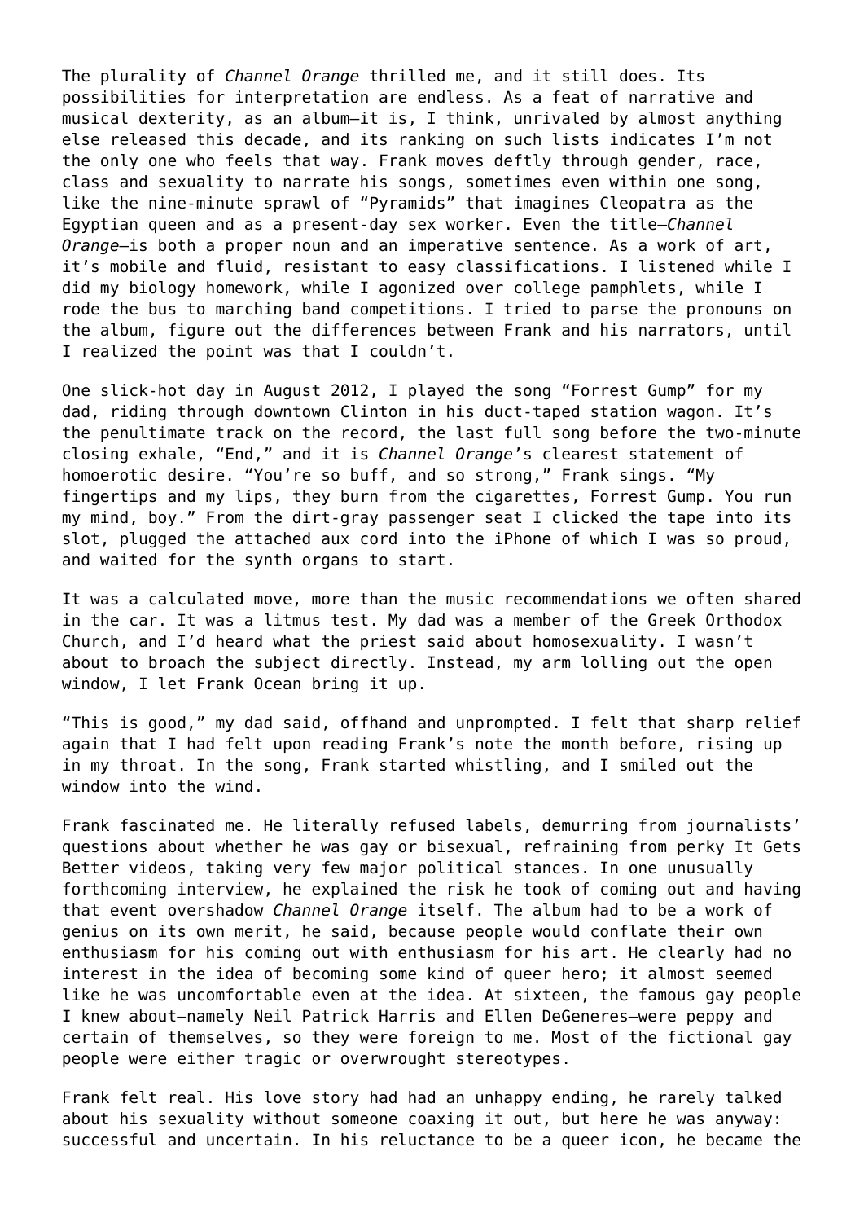The plurality of *Channel Orange* thrilled me, and it still does. Its possibilities for interpretation are endless. As a feat of narrative and musical dexterity, as an album—it is, I think, unrivaled by almost anything else released this decade, and its ranking on such lists indicates I'm not the only one who feels that way. Frank moves deftly through gender, race, class and sexuality to narrate his songs, sometimes even within one song, like the nine-minute sprawl of "Pyramids" that imagines Cleopatra as the Egyptian queen and as a present-day sex worker. Even the title—*Channel Orange*—is both a proper noun and an imperative sentence. As a work of art, it's mobile and fluid, resistant to easy classifications. I listened while I did my biology homework, while I agonized over college pamphlets, while I rode the bus to marching band competitions. I tried to parse the pronouns on the album, figure out the differences between Frank and his narrators, until I realized the point was that I couldn't.

One slick-hot day in August 2012, I played the song "Forrest Gump" for my dad, riding through downtown Clinton in his duct-taped station wagon. It's the penultimate track on the record, the last full song before the two-minute closing exhale, "End," and it is *Channel Orange*'s clearest statement of homoerotic desire. "You're so buff, and so strong," Frank sings. "My fingertips and my lips, they burn from the cigarettes, Forrest Gump. You run my mind, boy." From the dirt-gray passenger seat I clicked the tape into its slot, plugged the attached aux cord into the iPhone of which I was so proud, and waited for the synth organs to start.

It was a calculated move, more than the music recommendations we often shared in the car. It was a litmus test. My dad was a member of the Greek Orthodox Church, and I'd heard what the priest said about homosexuality. I wasn't about to broach the subject directly. Instead, my arm lolling out the open window, I let Frank Ocean bring it up.

"This is good," my dad said, offhand and unprompted. I felt that sharp relief again that I had felt upon reading Frank's note the month before, rising up in my throat. In the song, Frank started whistling, and I smiled out the window into the wind.

Frank fascinated me. He literally refused labels, demurring from journalists' questions about whether he was gay or bisexual, refraining from perky It Gets Better videos, taking very few major political stances. In one unusually forthcoming interview, he explained the risk he took of coming out and having that event overshadow *Channel Orange* itself. The album had to be a work of genius on its own merit, he said, because people would conflate their own enthusiasm for his coming out with enthusiasm for his art. He clearly had no interest in the idea of becoming some kind of queer hero; it almost seemed like he was uncomfortable even at the idea. At sixteen, the famous gay people I knew about—namely Neil Patrick Harris and Ellen DeGeneres—were peppy and certain of themselves, so they were foreign to me. Most of the fictional gay people were either tragic or overwrought stereotypes.

Frank felt real. His love story had had an unhappy ending, he rarely talked about his sexuality without someone coaxing it out, but here he was anyway: successful and uncertain. In his reluctance to be a queer icon, he became the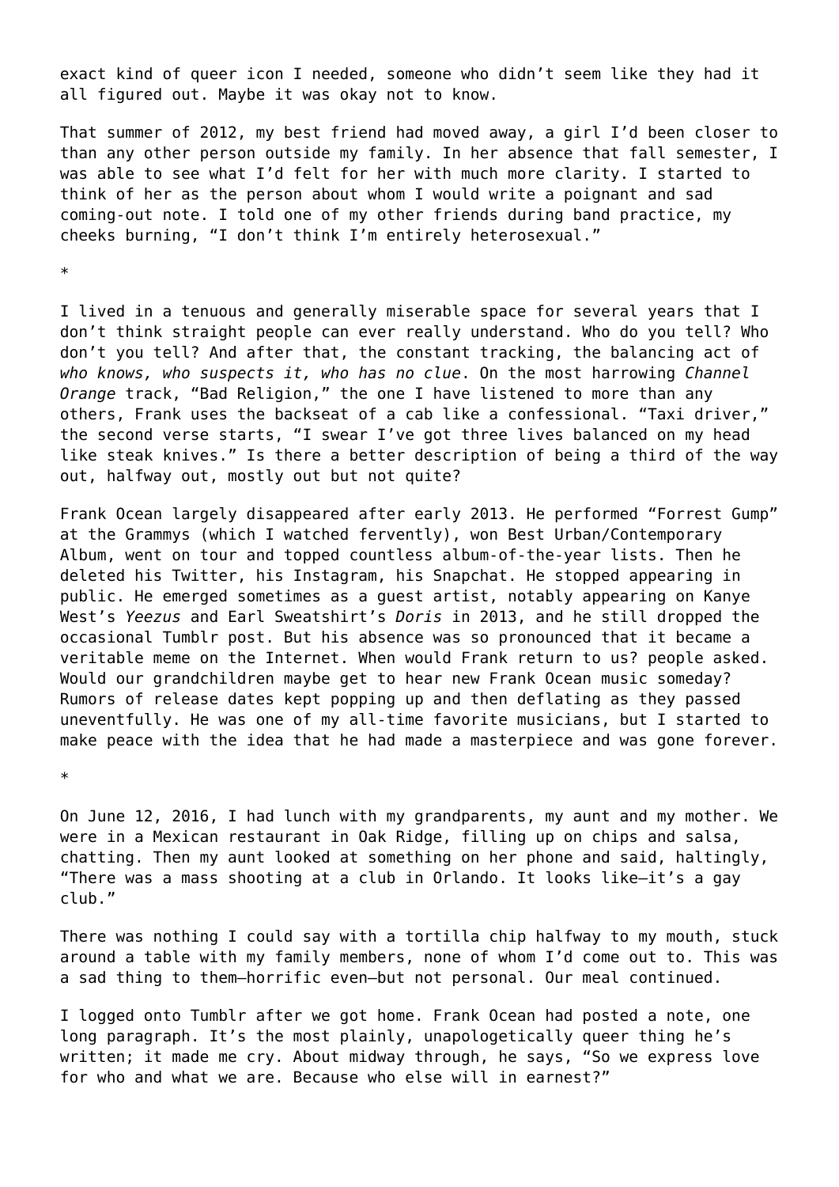exact kind of queer icon I needed, someone who didn't seem like they had it all figured out. Maybe it was okay not to know.

That summer of 2012, my best friend had moved away, a girl I'd been closer to than any other person outside my family. In her absence that fall semester, I was able to see what I'd felt for her with much more clarity. I started to think of her as the person about whom I would write a poignant and sad coming-out note. I told one of my other friends during band practice, my cheeks burning, "I don't think I'm entirely heterosexual."

*

I lived in a tenuous and generally miserable space for several years that I don't think straight people can ever really understand. Who do you tell? Who don't you tell? And after that, the constant tracking, the balancing act of *who knows, who suspects it, who has no clue*. On the most harrowing *Channel Orange* track, "Bad Religion," the one I have listened to more than any others, Frank uses the backseat of a cab like a confessional. "Taxi driver," the second verse starts, "I swear I've got three lives balanced on my head like steak knives." Is there a better description of being a third of the way out, halfway out, mostly out but not quite?

Frank Ocean largely disappeared after early 2013. He performed "Forrest Gump" at the Grammys (which I watched fervently), won Best Urban/Contemporary Album, went on tour and topped countless album-of-the-year lists. Then he deleted his Twitter, his Instagram, his Snapchat. He stopped appearing in public. He emerged sometimes as a guest artist, notably appearing on Kanye West's *Yeezus* and Earl Sweatshirt's *Doris* in 2013, and he still dropped the occasional Tumblr post. But his absence was so pronounced that it became a veritable meme on the Internet. When would Frank return to us? people asked. Would our grandchildren maybe get to hear new Frank Ocean music someday? Rumors of release dates kept popping up and then deflating as they passed uneventfully. He was one of my all-time favorite musicians, but I started to make peace with the idea that he had made a masterpiece and was gone forever.

*

On June 12, 2016, I had lunch with my grandparents, my aunt and my mother. We were in a Mexican restaurant in Oak Ridge, filling up on chips and salsa, chatting. Then my aunt looked at something on her phone and said, haltingly, "There was a mass shooting at a club in Orlando. It looks like—it's a gay club."

There was nothing I could say with a tortilla chip halfway to my mouth, stuck around a table with my family members, none of whom I'd come out to. This was a sad thing to them—horrific even—but not personal. Our meal continued.

I logged onto Tumblr after we got home. Frank Ocean had posted a note, one long paragraph. It's the most plainly, unapologetically queer thing he's written; it made me cry. About midway through, he says, "So we express love for who and what we are. Because who else will in earnest?"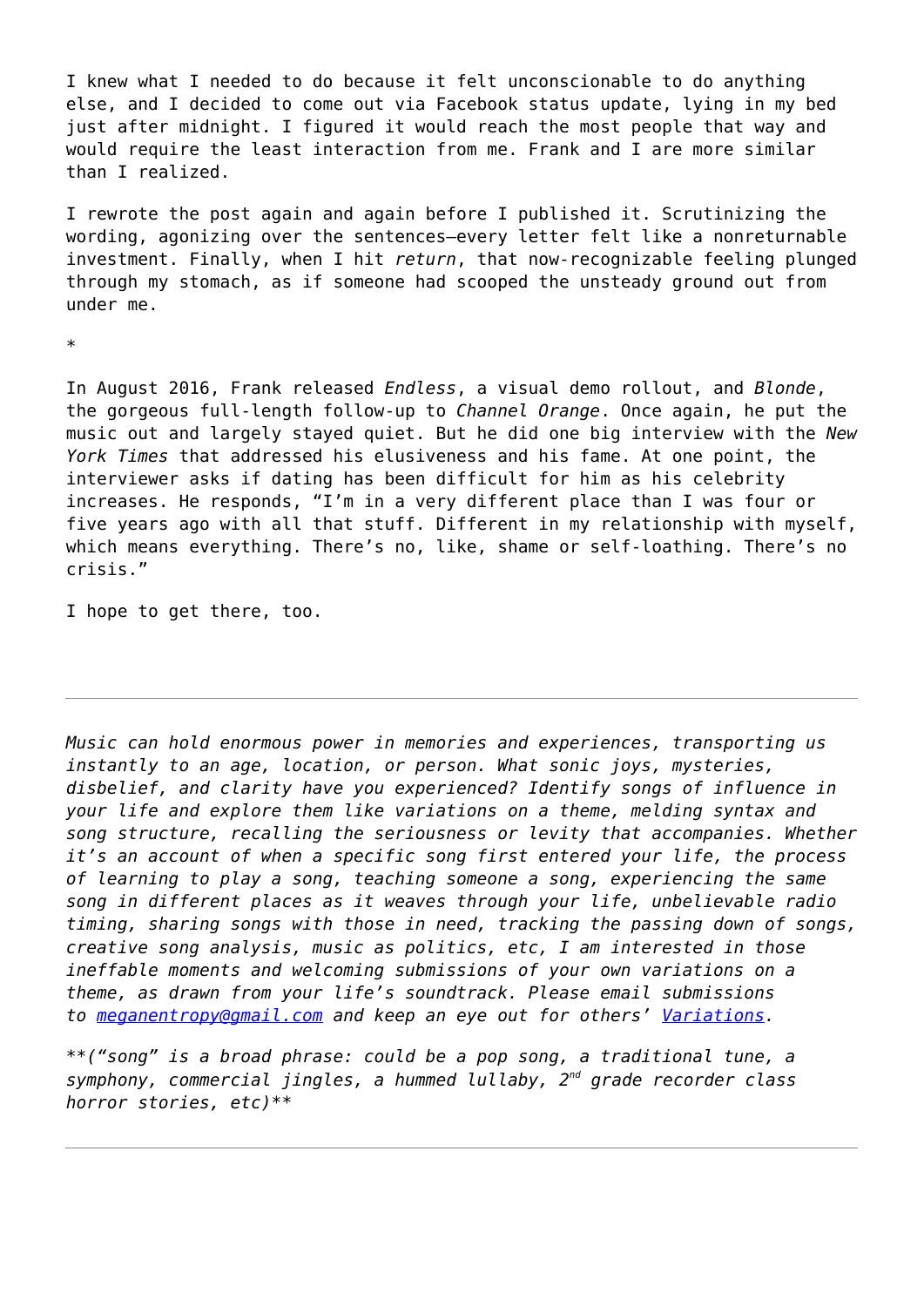I knew what I needed to do because it felt unconscionable to do anything else, and I decided to come out via Facebook status update, lying in my bed just after midnight. I figured it would reach the most people that way and would require the least interaction from me. Frank and I are more similar than I realized.

I rewrote the post again and again before I published it. Scrutinizing the wording, agonizing over the sentences—every letter felt like a nonreturnable investment. Finally, when I hit *return*, that now-recognizable feeling plunged through my stomach, as if someone had scooped the unsteady ground out from under me.

*

In August 2016, Frank released *Endless*, a visual demo rollout, and *Blonde*, the gorgeous full-length follow-up to *Channel Orange*. Once again, he put the music out and largely stayed quiet. But he did one big interview with the *New York Times* that addressed his elusiveness and his fame. At one point, the interviewer asks if dating has been difficult for him as his celebrity increases. He responds, "I'm in a very different place than I was four or five years ago with all that stuff. Different in my relationship with myself, which means everything. There's no, like, shame or self-loathing. There's no crisis."

I hope to get there, too.

---

*Music can hold enormous power in memories and experiences, transporting us instantly to an age, location, or person. What sonic joys, mysteries, disbelief, and clarity have you experienced? Identify songs of influence in your life and explore them like variations on a theme, melding syntax and song structure, recalling the seriousness or levity that accompanies. Whether it's an account of when a specific song first entered your life, the process of learning to play a song, teaching someone a song, experiencing the same song in different places as it weaves through your life, unbelievable radio timing, sharing songs with those in need, tracking the passing down of songs, creative song analysis, music as politics, etc, I am interested in those ineffable moments and welcoming submissions of your own variations on a theme, as drawn from your life's soundtrack. Please email submissions to [meganentropy@gmail.com](mailto:meganentropy@gmail.com) and keep an eye out for others' [Variations](#).*

***("song" is a broad phrase: could be a pop song, a traditional tune, a symphony, commercial jingles, a hummed lullaby, 2nd grade recorder class horror stories, etc)***

---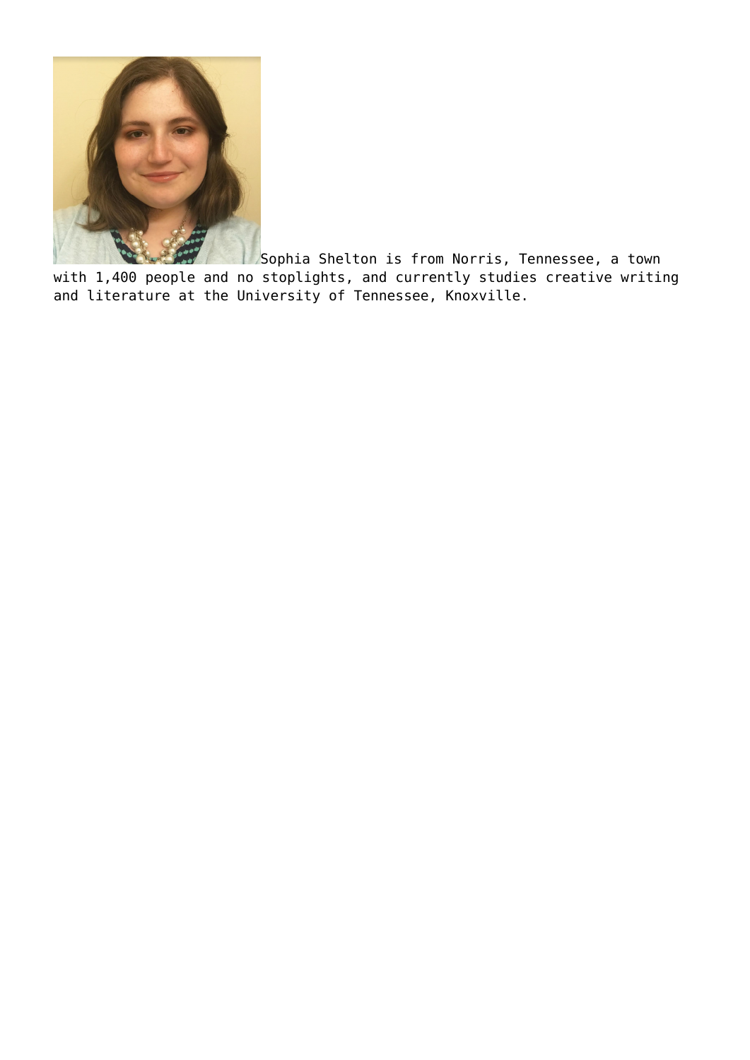Sophia Shelton is from Norris, Tennessee, a town with 1,400 people and no stoplights, and currently studies creative writing and literature at the University of Tennessee, Knoxville.